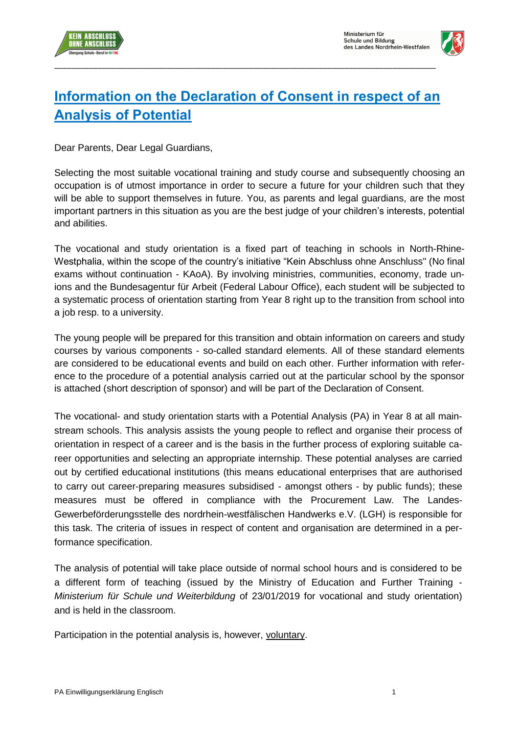# Information on the Declaration of Consent in respect of an Analysis of Potential

Dear Parents, Dear Legal Guardians,

Selecting the most suitable vocational training and study course and subsequently choosing an occupation is of utmost importance in order to secure a future for your children such that they will be able to support themselves in future. You, as parents and legal guardians, are the most important partners in this situation as you are the best judge of your children's interests, potential and abilities.

The vocational and study orientation is a fixed part of teaching in schools in North-Rhine-Westphalia, within the scope of the country's initiative "Kein Abschluss ohne Anschluss" (No final exams without continuation - KAoA). By involving ministries, communities, economy, trade unions and the Bundesagentur für Arbeit (Federal Labour Office), each student will be subjected to a systematic process of orientation starting from Year 8 right up to the transition from school into a job resp. to a university.

The young people will be prepared for this transition and obtain information on careers and study courses by various components - so-called standard elements. All of these standard elements are considered to be educational events and build on each other. Further information with reference to the procedure of a potential analysis carried out at the particular school by the sponsor is attached (short description of sponsor) and will be part of the Declaration of Consent.

The vocational- and study orientation starts with a Potential Analysis (PA) in Year 8 at all mainstream schools. This analysis assists the young people to reflect and organise their process of orientation in respect of a career and is the basis in the further process of exploring suitable career opportunities and selecting an appropriate internship. These potential analyses are carried out by certified educational institutions (this means educational enterprises that are authorised to carry out career-preparing measures subsidised - amongst others - by public funds); these measures must be offered in compliance with the Procurement Law. The Landes-Gewerbeförderungsstelle des nordrhein-westfälischen Handwerks e.V. (LGH) is responsible for this task. The criteria of issues in respect of content and organisation are determined in a performance specification.

The analysis of potential will take place outside of normal school hours and is considered to be a different form of teaching (issued by the Ministry of Education and Further Training - *Ministerium für Schule und Weiterbildung* of 23/01/2019 for vocational and study orientation) and is held in the classroom.

Participation in the potential analysis is, however, voluntary.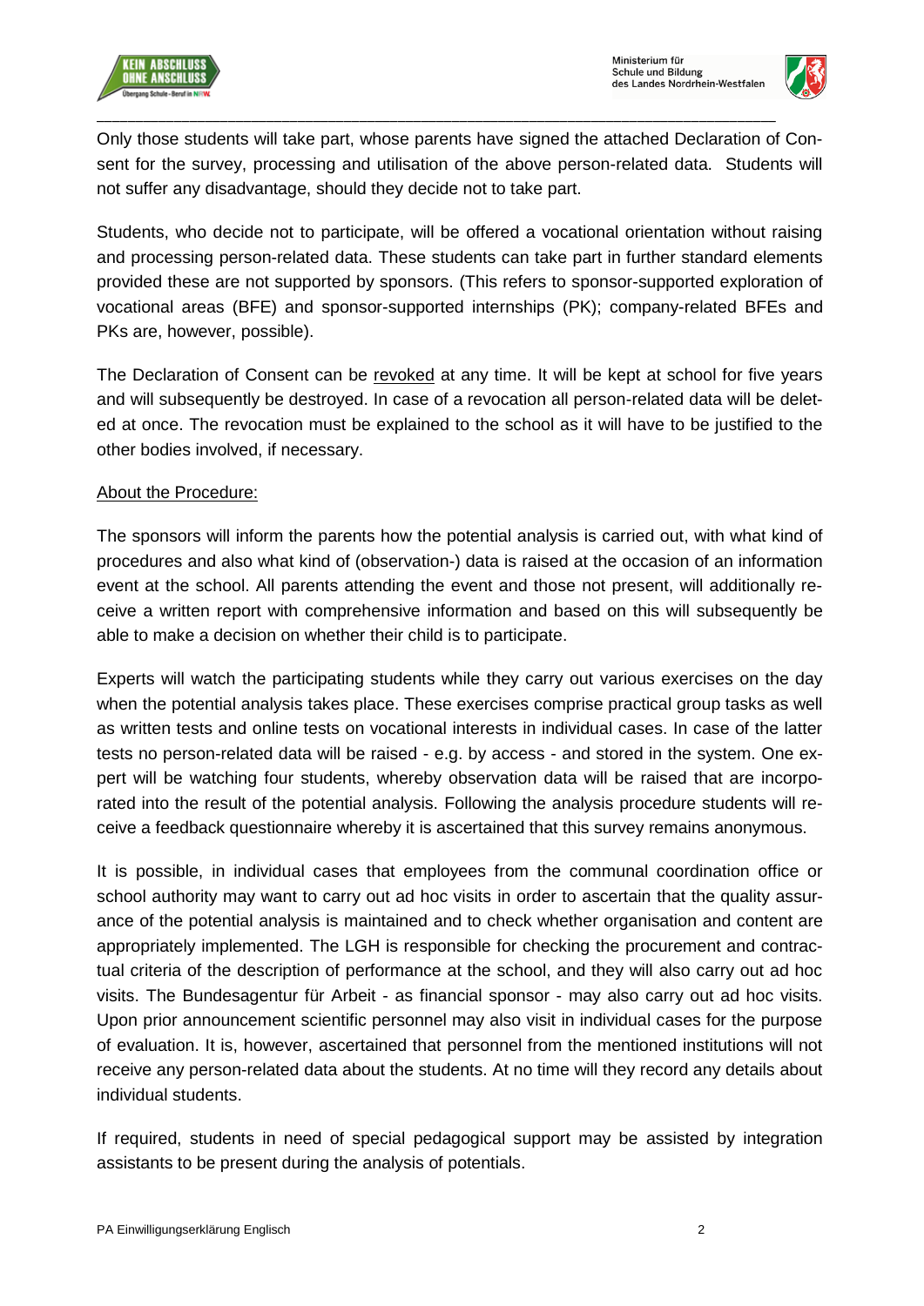Only those students will take part, whose parents have signed the attached Declaration of Consent for the survey, processing and utilisation of the above person-related data. Students will not suffer any disadvantage, should they decide not to take part.

Students, who decide not to participate, will be offered a vocational orientation without raising and processing person-related data. These students can take part in further standard elements provided these are not supported by sponsors. (This refers to sponsor-supported exploration of vocational areas (BFE) and sponsor-supported internships (PK); company-related BFEs and PKs are, however, possible).

The Declaration of Consent can be revoked at any time. It will be kept at school for five years and will subsequently be destroyed. In case of a revocation all person-related data will be deleted at once. The revocation must be explained to the school as it will have to be justified to the other bodies involved, if necessary.

About the Procedure:

The sponsors will inform the parents how the potential analysis is carried out, with what kind of procedures and also what kind of (observation-) data is raised at the occasion of an information event at the school. All parents attending the event and those not present, will additionally receive a written report with comprehensive information and based on this will subsequently be able to make a decision on whether their child is to participate.

Experts will watch the participating students while they carry out various exercises on the day when the potential analysis takes place. These exercises comprise practical group tasks as well as written tests and online tests on vocational interests in individual cases. In case of the latter tests no person-related data will be raised - e.g. by access - and stored in the system. One expert will be watching four students, whereby observation data will be raised that are incorporated into the result of the potential analysis. Following the analysis procedure students will receive a feedback questionnaire whereby it is ascertained that this survey remains anonymous.

It is possible, in individual cases that employees from the communal coordination office or school authority may want to carry out ad hoc visits in order to ascertain that the quality assurance of the potential analysis is maintained and to check whether organisation and content are appropriately implemented. The LGH is responsible for checking the procurement and contractual criteria of the description of performance at the school, and they will also carry out ad hoc visits. The Bundesagentur für Arbeit - as financial sponsor - may also carry out ad hoc visits. Upon prior announcement scientific personnel may also visit in individual cases for the purpose of evaluation. It is, however, ascertained that personnel from the mentioned institutions will not receive any person-related data about the students. At no time will they record any details about individual students.

If required, students in need of special pedagogical support may be assisted by integration assistants to be present during the analysis of potentials.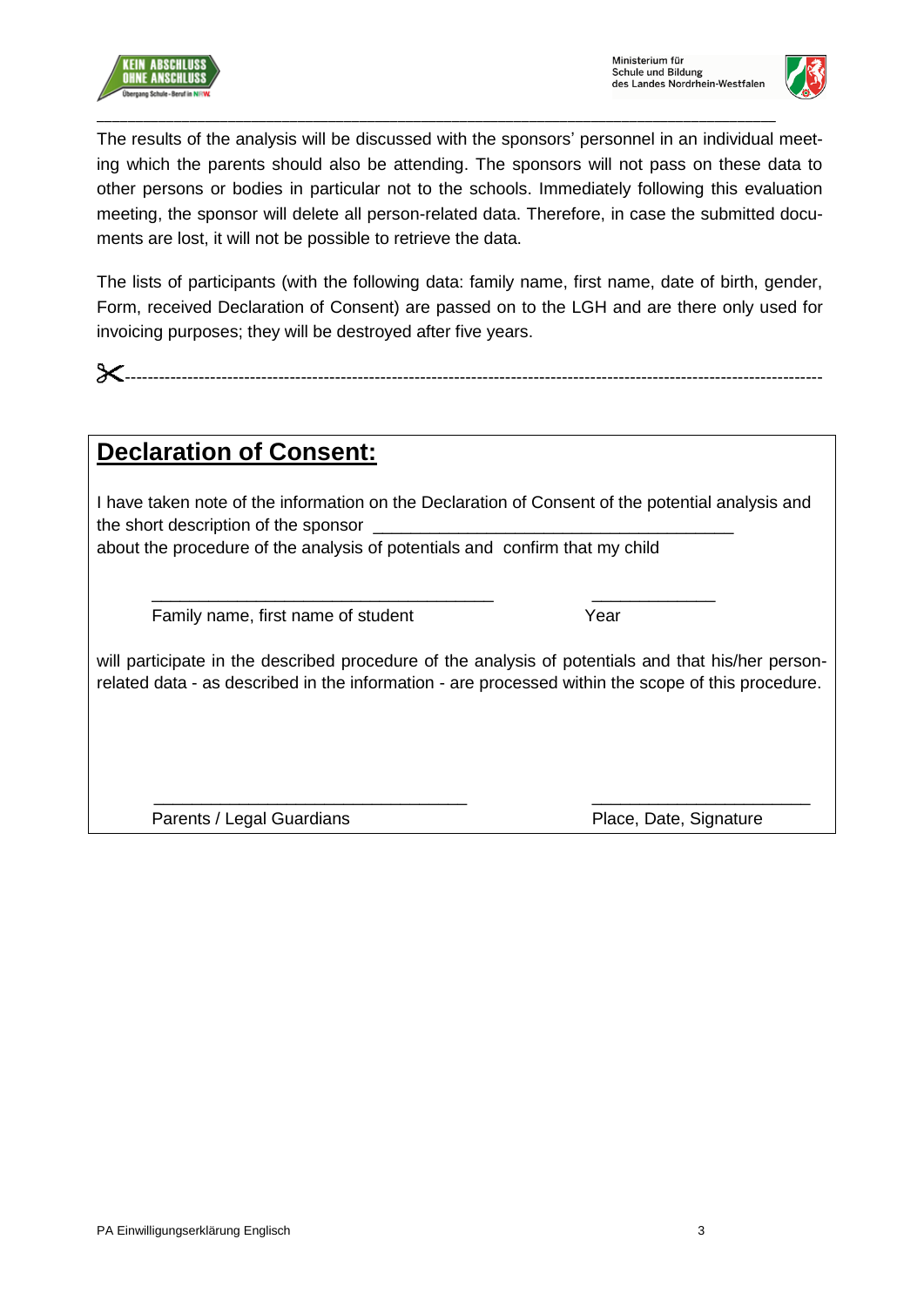The results of the analysis will be discussed with the sponsors' personnel in an individual meeting which the parents should also be attending. The sponsors will not pass on these data to other persons or bodies in particular not to the schools. Immediately following this evaluation meeting, the sponsor will delete all person-related data. Therefore, in case the submitted documents are lost, it will not be possible to retrieve the data.

The lists of participants (with the following data: family name, first name, date of birth, gender, Form, received Declaration of Consent) are passed on to the LGH and are there only used for invoicing purposes; they will be destroyed after five years.

✂--------------------------------------------------------------------------------------------------------

## Declaration of Consent:

I have taken note of the information on the Declaration of Consent of the potential analysis and the short description of the sponsor ______________________________________
about the procedure of the analysis of potentials and confirm that my child

____________________________________ ____________

Family name, first name of student Year

will participate in the described procedure of the analysis of potentials and that his/her person-related data - as described in the information - are processed within the scope of this procedure.

_________________________________ ______________________

Parents / Legal Guardians Place, Date, Signature